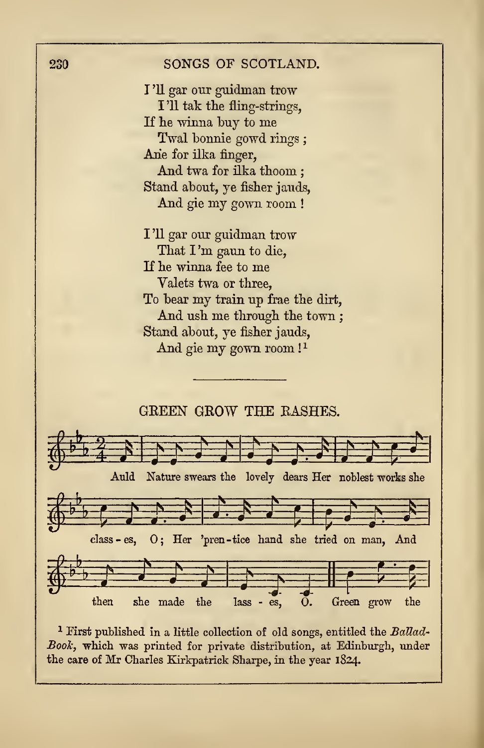I 'll gar our guidman trow
  I 'll tak the fling-strings,
If he winna buy to me
  Twal bonnie gowd rings ;
Ane for ilka finger,
  And twa for ilka thoom ;
Stand about, ye fisher jauds,
  And gie my gown room !

I 'll gar our guidman trow
  That I 'm gaun to die,
If he winna fee to me
  Valets twa or three,
To bear my train up frae the dirt,
  And ush me through the town ;
Stand about, ye fisher jauds,
  And gie my gown room ![1]

---

## GREEN GROW THE RASHES.

Auld Nature swears the lovely dears Her noblest works she class - es, O ; Her 'pren-tice hand she tried on man, And then she made the lass - es, O. Green grow the

[1] First published in a little collection of old songs, entitled the *Ballad-Book*, which was printed for private distribution, at Edinburgh, under the care of Mr Charles Kirkpatrick Sharpe, in the year 1824.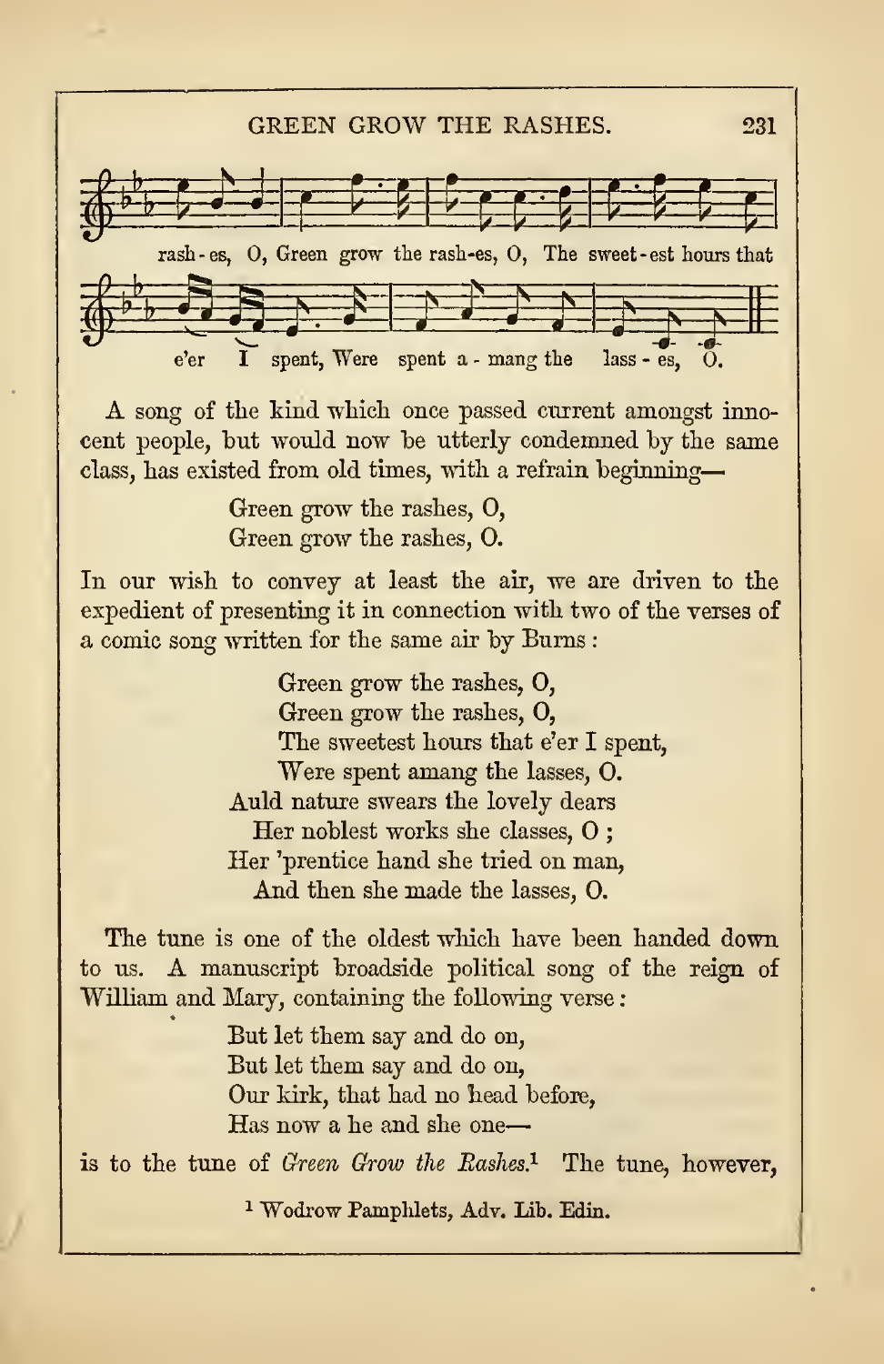rash - es, O, Green grow the rash-es, O, The sweet-est hours that

e'er I spent, Were spent a - mang the lass - es, O.

A song of the kind which once passed current amongst innocent people, but would now be utterly condemned by the same class, has existed from old times, with a refrain beginning—

> Green grow the rashes, O,
> Green grow the rashes, O.

In our wish to convey at least the air, we are driven to the expedient of presenting it in connection with two of the verses of a comic song written for the same air by Burns:

> Green grow the rashes, O,
> Green grow the rashes, O,
> The sweetest hours that e'er I spent,
> Were spent amang the lasses, O.
> Auld nature swears the lovely dears
> Her noblest works she classes, O;
> Her 'prentice hand she tried on man,
> And then she made the lasses, O.

The tune is one of the oldest which have been handed down to us. A manuscript broadside political song of the reign of William and Mary, containing the following verse:

> But let them say and do on,
> But let them say and do on,
> Our kirk, that had no head before,
> Has now a he and she one—

is to the tune of *Green Grow the Rashes.*[1] The tune, however,

[1] Wodrow Pamphlets, Adv. Lib. Edin.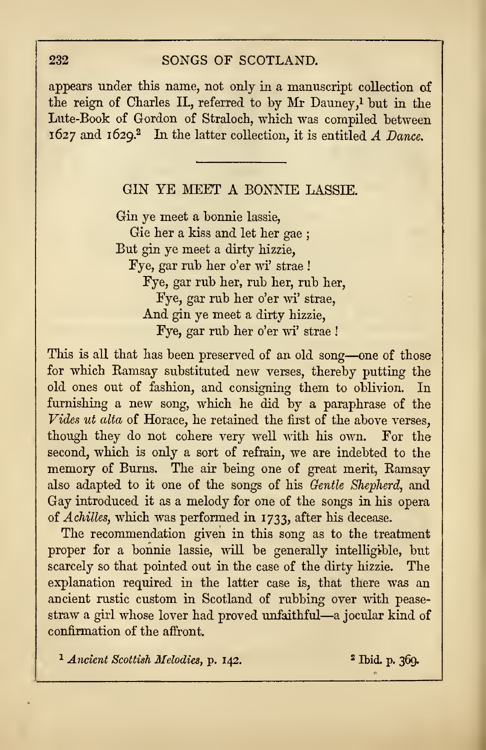appears under this name, not only in a manuscript collection of the reign of Charles II., referred to by Mr Dauney,[1] but in the Lute-Book of Gordon of Straloch, which was compiled between 1627 and 1629.[2] In the latter collection, it is entitled *A Dance.*

---

## GIN YE MEET A BONNIE LASSIE.

Gin ye meet a bonnie lassie,
  Gie her a kiss and let her gae ;
But gin ye meet a dirty hizzie,
  Fye, gar rub her o'er wi' strae !
    Fye, gar rub her, rub her, rub her,
      Fye, gar rub her o'er wi' strae,
    And gin ye meet a dirty hizzie,
      Fye, gar rub her o'er wi' strae !

This is all that has been preserved of an old song—one of those for which Ramsay substituted new verses, thereby putting the old ones out of fashion, and consigning them to oblivion. In furnishing a new song, which he did by a paraphrase of the *Vides ut alta* of Horace, he retained the first of the above verses, though they do not cohere very well with his own. For the second, which is only a sort of refrain, we are indebted to the memory of Burns. The air being one of great merit, Ramsay also adapted to it one of the songs of his *Gentle Shepherd*, and Gay introduced it as a melody for one of the songs in his opera of *Achilles*, which was performed in 1733, after his decease.

The recommendation given in this song as to the treatment proper for a bonnie lassie, will be generally intelligible, but scarcely so that pointed out in the case of the dirty hizzie. The explanation required in the latter case is, that there was an ancient rustic custom in Scotland of rubbing over with pease-straw a girl whose lover had proved unfaithful—a jocular kind of confirmation of the affront.

[1] *Ancient Scottish Melodies*, p. 142.

[2] Ibid. p. 369.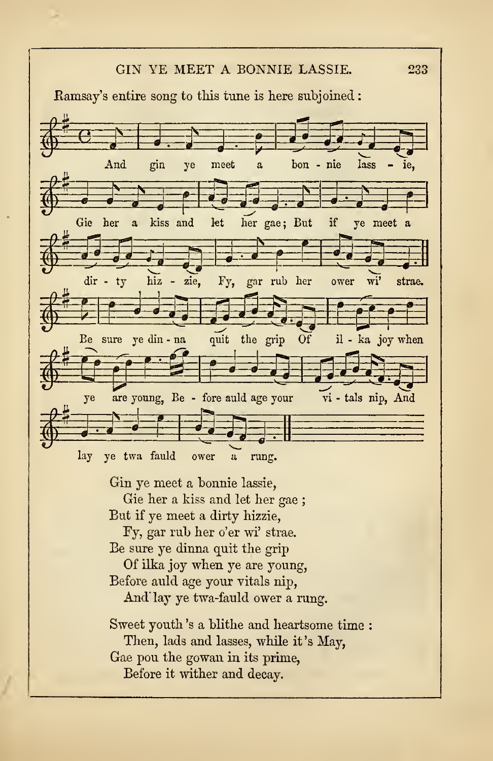Ramsay's entire song to this tune is here subjoined:

And gin ye meet a bon - nie lass - ie, Gie her a kiss and let her gae; But if ye meet a dir - ty hiz - zie, Fy, gar rub her ower wi' strae. Be sure ye din - na quit the grip Of il - ka joy when ye are young, Be - fore auld age your vi - tals nip, And lay ye twa fauld ower a rung.

Gin ye meet a bonnie lassie,
  Gie her a kiss and let her gae;
But if ye meet a dirty hizzie,
  Fy, gar rub her o'er wi' strae.
Be sure ye dinna quit the grip
  Of ilka joy when ye are young,
Before auld age your vitals nip,
  And lay ye twa-fauld ower a rung.

Sweet youth 's a blithe and heartsome time :
  Then, lads and lasses, while it 's May,
Gae pou the gowan in its prime,
  Before it wither and decay.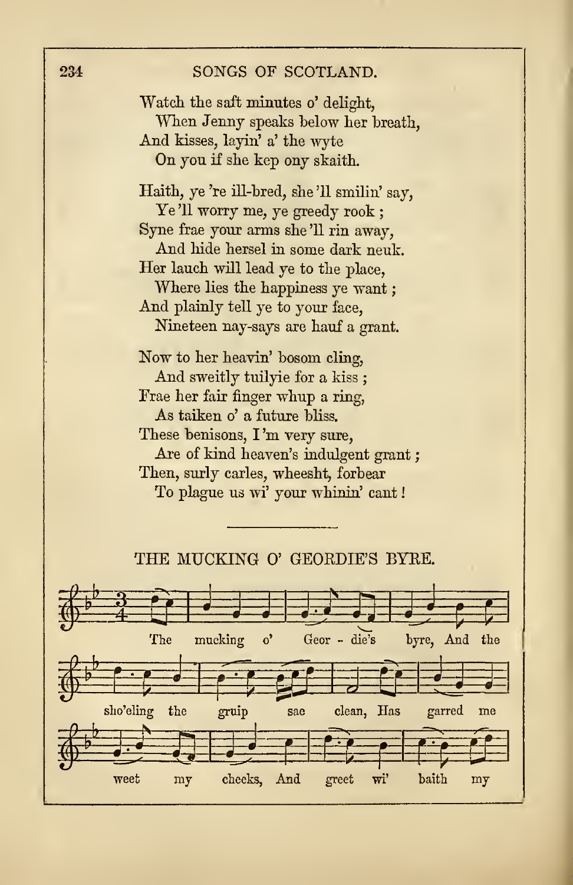Watch the saft minutes o' delight,
  When Jenny speaks below her breath,
And kisses, layin' a' the wyte
  On you if she kep ony skaith.

Haith, ye 're ill-bred, she 'll smilin' say,
  Ye 'll worry me, ye greedy rook;
Syne frae your arms she 'll rin away,
  And hide hersel in some dark neuk.
Her lauch will lead ye to the place,
  Where lies the happiness ye want;
And plainly tell ye to your face,
  Nineteen nay-says are hauf a grant.

Now to her heavin' bosom cling,
  And sweitly tuilyie for a kiss;
Frae her fair finger whup a ring,
  As taiken o' a future bliss.
These benisons, I 'm very sure,
  Are of kind heaven's indulgent grant;
Then, surly carles, wheesht, forbear
  To plague us wi' your whinin' cant!

---

## THE MUCKING O' GEORDIE'S BYRE.

The mucking o' Geor - die's byre, And the
sho'eling the gruip sae clean, Has garred me
weet my cheeks, And greet wi' baith my